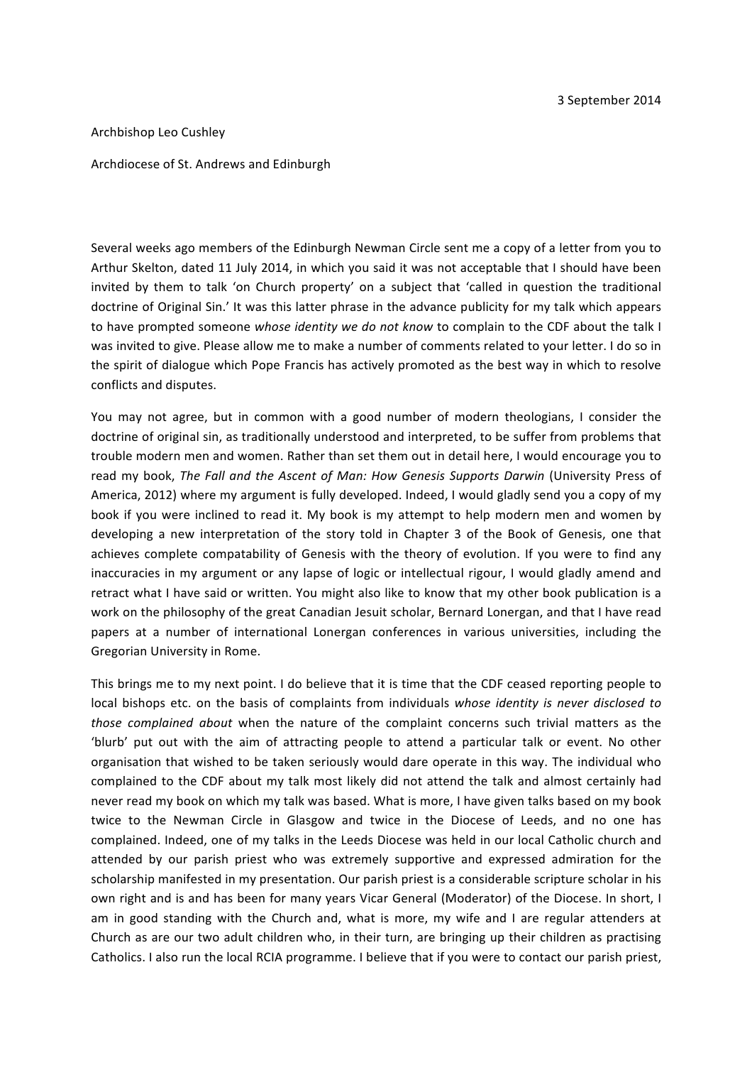3 September 2014

Archbishop Leo Cushley

Archdiocese of St. Andrews and Edinburgh

Several weeks ago members of the Edinburgh Newman Circle sent me a copy of a letter from you to Arthur Skelton, dated 11 July 2014, in which you said it was not acceptable that I should have been invited by them to talk 'on Church property' on a subject that 'called in question the traditional doctrine of Original Sin.' It was this latter phrase in the advance publicity for my talk which appears to have prompted someone *whose identity we do not know* to complain to the CDF about the talk I was invited to give. Please allow me to make a number of comments related to your letter. I do so in the spirit of dialogue which Pope Francis has actively promoted as the best way in which to resolve conflicts and disputes.

You may not agree, but in common with a good number of modern theologians, I consider the doctrine of original sin, as traditionally understood and interpreted, to be suffer from problems that trouble modern men and women. Rather than set them out in detail here, I would encourage you to read my book, *The Fall and the Ascent of Man: How Genesis Supports Darwin* (University Press of America, 2012) where my argument is fully developed. Indeed, I would gladly send you a copy of my book if you were inclined to read it. My book is my attempt to help modern men and women by developing a new interpretation of the story told in Chapter 3 of the Book of Genesis, one that achieves complete compatability of Genesis with the theory of evolution. If you were to find any inaccuracies in my argument or any lapse of logic or intellectual rigour, I would gladly amend and retract what I have said or written. You might also like to know that my other book publication is a work on the philosophy of the great Canadian Jesuit scholar, Bernard Lonergan, and that I have read papers at a number of international Lonergan conferences in various universities, including the Gregorian University in Rome.

This brings me to my next point. I do believe that it is time that the CDF ceased reporting people to local bishops etc. on the basis of complaints from individuals *whose identity is never disclosed to those complained about* when the nature of the complaint concerns such trivial matters as the 'blurb' put out with the aim of attracting people to attend a particular talk or event. No other organisation that wished to be taken seriously would dare operate in this way. The individual who complained to the CDF about my talk most likely did not attend the talk and almost certainly had never read my book on which my talk was based. What is more, I have given talks based on my book twice to the Newman Circle in Glasgow and twice in the Diocese of Leeds, and no one has complained. Indeed, one of my talks in the Leeds Diocese was held in our local Catholic church and attended by our parish priest who was extremely supportive and expressed admiration for the scholarship manifested in my presentation. Our parish priest is a considerable scripture scholar in his own right and is and has been for many years Vicar General (Moderator) of the Diocese. In short, I am in good standing with the Church and, what is more, my wife and I are regular attenders at Church as are our two adult children who, in their turn, are bringing up their children as practising Catholics. I also run the local RCIA programme. I believe that if you were to contact our parish priest,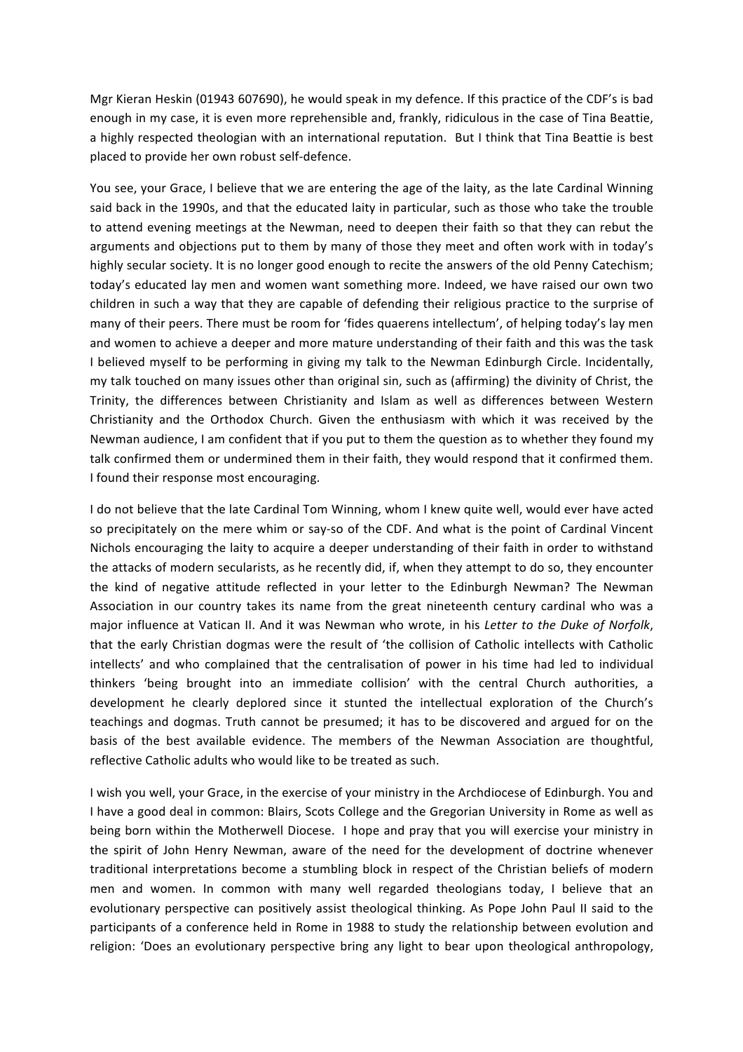Mgr Kieran Heskin (01943 607690), he would speak in my defence. If this practice of the CDF's is bad enough in my case, it is even more reprehensible and, frankly, ridiculous in the case of Tina Beattie, a highly respected theologian with an international reputation. But I think that Tina Beattie is best placed to provide her own robust self-defence.

You see, your Grace, I believe that we are entering the age of the laity, as the late Cardinal Winning said back in the 1990s, and that the educated laity in particular, such as those who take the trouble to attend evening meetings at the Newman, need to deepen their faith so that they can rebut the arguments and objections put to them by many of those they meet and often work with in today's highly secular society. It is no longer good enough to recite the answers of the old Penny Catechism; today's educated lay men and women want something more. Indeed, we have raised our own two children in such a way that they are capable of defending their religious practice to the surprise of many of their peers. There must be room for 'fides quaerens intellectum', of helping today's lay men and women to achieve a deeper and more mature understanding of their faith and this was the task I believed myself to be performing in giving my talk to the Newman Edinburgh Circle. Incidentally, my talk touched on many issues other than original sin, such as (affirming) the divinity of Christ, the Trinity, the differences between Christianity and Islam as well as differences between Western Christianity and the Orthodox Church. Given the enthusiasm with which it was received by the Newman audience, I am confident that if you put to them the question as to whether they found my talk confirmed them or undermined them in their faith, they would respond that it confirmed them. I found their response most encouraging.

I do not believe that the late Cardinal Tom Winning, whom I knew quite well, would ever have acted so precipitately on the mere whim or say-so of the CDF. And what is the point of Cardinal Vincent Nichols encouraging the laity to acquire a deeper understanding of their faith in order to withstand the attacks of modern secularists, as he recently did, if, when they attempt to do so, they encounter the kind of negative attitude reflected in your letter to the Edinburgh Newman? The Newman Association in our country takes its name from the great nineteenth century cardinal who was a major influence at Vatican II. And it was Newman who wrote, in his *Letter to the Duke of Norfolk*, that the early Christian dogmas were the result of 'the collision of Catholic intellects with Catholic intellects' and who complained that the centralisation of power in his time had led to individual thinkers 'being brought into an immediate collision' with the central Church authorities, a development he clearly deplored since it stunted the intellectual exploration of the Church's teachings and dogmas. Truth cannot be presumed; it has to be discovered and argued for on the basis of the best available evidence. The members of the Newman Association are thoughtful, reflective Catholic adults who would like to be treated as such.

I wish you well, your Grace, in the exercise of your ministry in the Archdiocese of Edinburgh. You and I have a good deal in common: Blairs, Scots College and the Gregorian University in Rome as well as being born within the Motherwell Diocese. I hope and pray that you will exercise your ministry in the spirit of John Henry Newman, aware of the need for the development of doctrine whenever traditional interpretations become a stumbling block in respect of the Christian beliefs of modern men and women. In common with many well regarded theologians today, I believe that an evolutionary perspective can positively assist theological thinking. As Pope John Paul II said to the participants of a conference held in Rome in 1988 to study the relationship between evolution and religion: 'Does an evolutionary perspective bring any light to bear upon theological anthropology,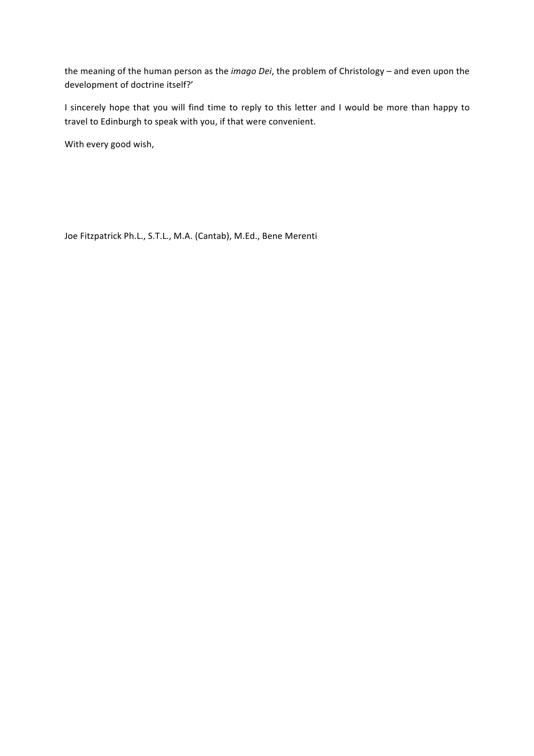the meaning of the human person as the *imago Dei*, the problem of Christology – and even upon the development of doctrine itself?'

I sincerely hope that you will find time to reply to this letter and I would be more than happy to travel to Edinburgh to speak with you, if that were convenient.

With every good wish,

Joe Fitzpatrick Ph.L., S.T.L., M.A. (Cantab), M.Ed., Bene Merenti